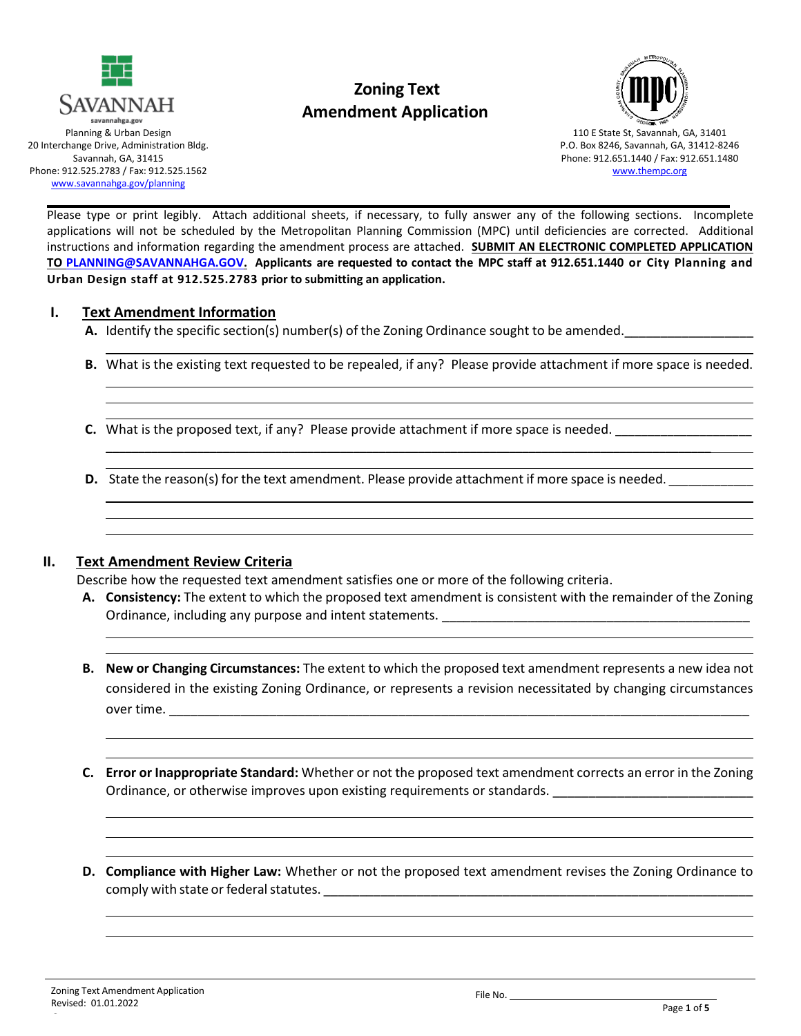Savannah
savannahga.gov

Planning & Urban Design
20 Interchange Drive, Administration Bldg.
Savannah, GA, 31415
Phone: 912.525.2783 / Fax: 912.525.1562
www.savannahga.gov/planning

# Zoning Text Amendment Application

110 E State St, Savannah, GA, 31401
P.O. Box 8246, Savannah, GA, 31412-8246
Phone: 912.651.1440 / Fax: 912.651.1480
www.thempc.org

---

Please type or print legibly. Attach additional sheets, if necessary, to fully answer any of the following sections. Incomplete applications will not be scheduled by the Metropolitan Planning Commission (MPC) until deficiencies are corrected. Additional instructions and information regarding the amendment process are attached. **SUBMIT AN ELECTRONIC COMPLETED APPLICATION TO PLANNING@SAVANNAHGA.GOV.** **Applicants are requested to contact the MPC staff at 912.651.1440 or City Planning and Urban Design staff at 912.525.2783 prior to submitting an application.**

## I. Text Amendment Information

**A.** Identify the specific section(s) number(s) of the Zoning Ordinance sought to be amended.__________________

**B.** What is the existing text requested to be repealed, if any? Please provide attachment if more space is needed.

**C.** What is the proposed text, if any? Please provide attachment if more space is needed. ___________________

**D.** State the reason(s) for the text amendment. Please provide attachment if more space is needed. ____________

## II. Text Amendment Review Criteria

Describe how the requested text amendment satisfies one or more of the following criteria.

**A. Consistency:** The extent to which the proposed text amendment is consistent with the remainder of the Zoning Ordinance, including any purpose and intent statements. ____________________________________________

**B. New or Changing Circumstances:** The extent to which the proposed text amendment represents a new idea not considered in the existing Zoning Ordinance, or represents a revision necessitated by changing circumstances over time. ____________________________________________________________________________

**C. Error or Inappropriate Standard:** Whether or not the proposed text amendment corrects an error in the Zoning Ordinance, or otherwise improves upon existing requirements or standards. ____________________________

**D. Compliance with Higher Law:** Whether or not the proposed text amendment revises the Zoning Ordinance to comply with state or federal statutes. ______________________________________________________________

Zoning Text Amendment Application
Revised: 01.01.2022

File No. ____________________________________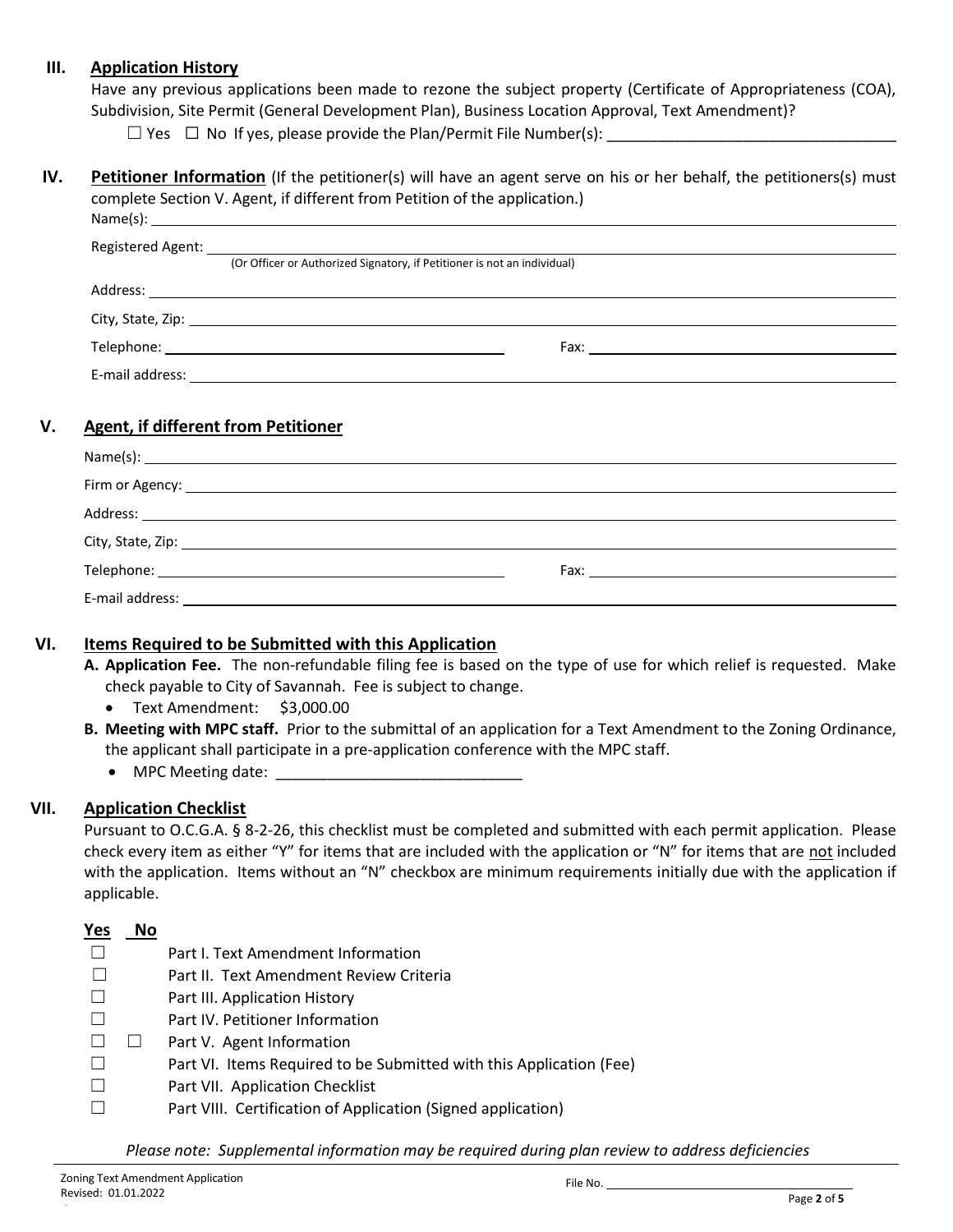## III. Application History

Have any previous applications been made to rezone the subject property (Certificate of Appropriateness (COA), Subdivision, Site Permit (General Development Plan), Business Location Approval, Text Amendment)?

☐ Yes ☐ No If yes, please provide the Plan/Permit File Number(s): ___________________________________

## IV. Petitioner Information

**Petitioner Information** (If the petitioner(s) will have an agent serve on his or her behalf, the petitioners(s) must complete Section V. Agent, if different from Petition of the application.)

Name(s): ___________________________________

Registered Agent: ___________________________________
(Or Officer or Authorized Signatory, if Petitioner is not an individual)

Address: ___________________________________

City, State, Zip: ___________________________________

Telephone: ___________________ Fax: ___________________

E-mail address: ___________________________________

## V. Agent, if different from Petitioner

Name(s): ___________________________________

Firm or Agency: ___________________________________

Address: ___________________________________

City, State, Zip: ___________________________________

Telephone: ___________________ Fax: ___________________

E-mail address: ___________________________________

## VI. Items Required to be Submitted with this Application

**A. Application Fee.** The non-refundable filing fee is based on the type of use for which relief is requested. Make check payable to City of Savannah. Fee is subject to change.

- Text Amendment: $3,000.00

**B. Meeting with MPC staff.** Prior to the submittal of an application for a Text Amendment to the Zoning Ordinance, the applicant shall participate in a pre-application conference with the MPC staff.

- MPC Meeting date: _____________________________

## VII. Application Checklist

Pursuant to O.C.G.A. § 8-2-26, this checklist must be completed and submitted with each permit application. Please check every item as either "Y" for items that are included with the application or "N" for items that are not included with the application. Items without an "N" checkbox are minimum requirements initially due with the application if applicable.

| Yes | No | |
|---|---|---|
| ☐ | | Part I. Text Amendment Information |
| ☐ | | Part II. Text Amendment Review Criteria |
| ☐ | | Part III. Application History |
| ☐ | | Part IV. Petitioner Information |
| ☐ | ☐ | Part V. Agent Information |
| ☐ | | Part VI. Items Required to be Submitted with this Application (Fee) |
| ☐ | | Part VII. Application Checklist |
| ☐ | | Part VIII. Certification of Application (Signed application) |

*Please note: Supplemental information may be required during plan review to address deficiencies*

Zoning Text Amendment Application
Revised: 01.01.2022

File No. ___________________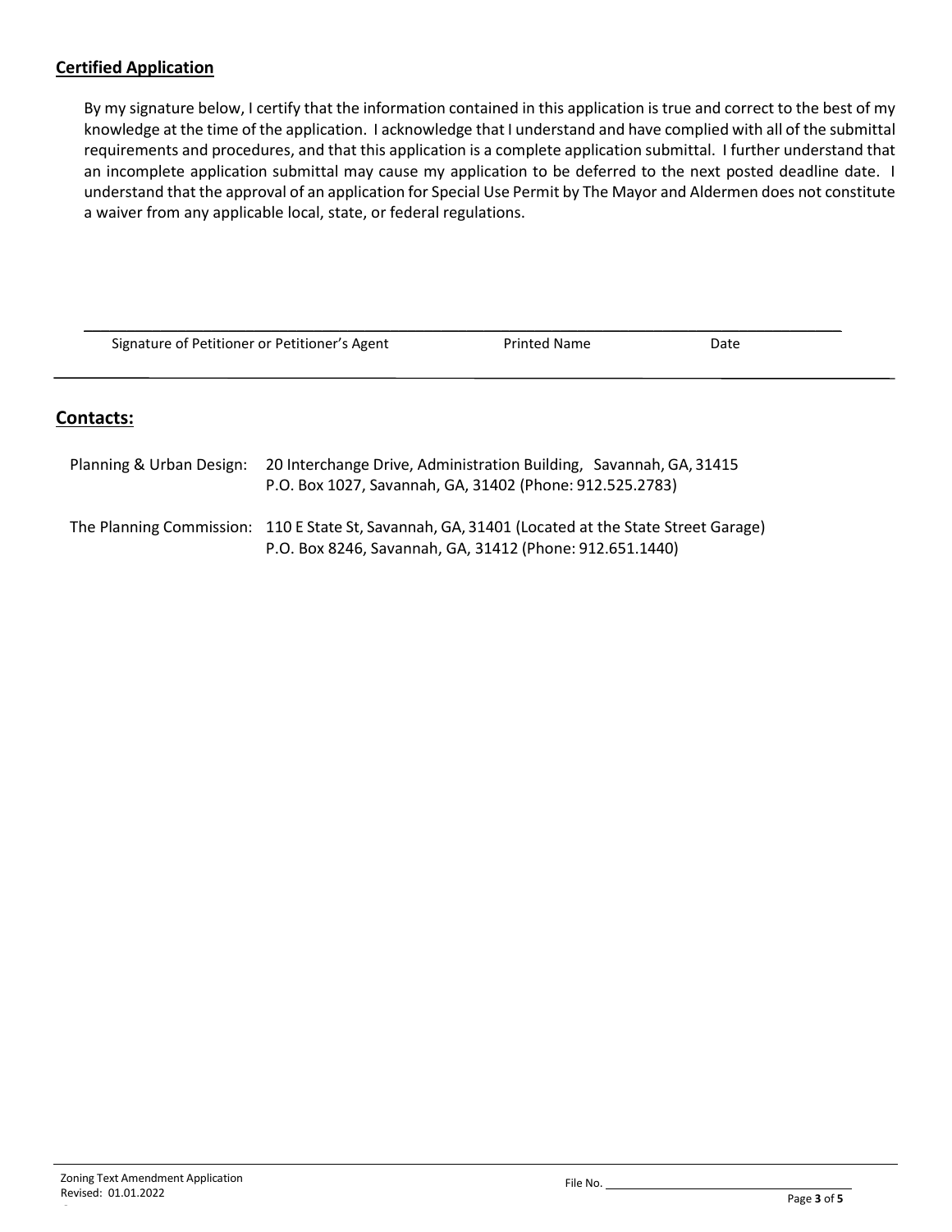**Certified Application**

By my signature below, I certify that the information contained in this application is true and correct to the best of my knowledge at the time of the application. I acknowledge that I understand and have complied with all of the submittal requirements and procedures, and that this application is a complete application submittal. I further understand that an incomplete application submittal may cause my application to be deferred to the next posted deadline date. I understand that the approval of an application for Special Use Permit by The Mayor and Aldermen does not constitute a waiver from any applicable local, state, or federal regulations.

| Signature of Petitioner or Petitioner's Agent | Printed Name | Date |
|---|---|---|
| | | |

## Contacts:

Planning & Urban Design: 20 Interchange Drive, Administration Building, Savannah, GA, 31415
P.O. Box 1027, Savannah, GA, 31402 (Phone: 912.525.2783)

The Planning Commission: 110 E State St, Savannah, GA, 31401 (Located at the State Street Garage)
P.O. Box 8246, Savannah, GA, 31412 (Phone: 912.651.1440)

Zoning Text Amendment Application
Revised: 01.01.2022

File No. \_\_\_\_\_\_\_\_\_\_\_\_\_\_\_\_\_\_\_\_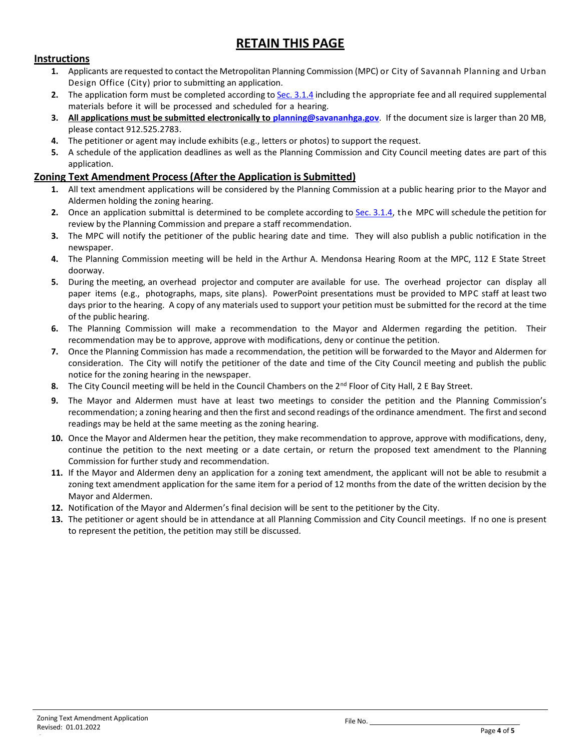# RETAIN THIS PAGE

## Instructions

1. Applicants are requested to contact the Metropolitan Planning Commission (MPC) or City of Savannah Planning and Urban Design Office (City) prior to submitting an application.
2. The application form must be completed according to Sec. 3.1.4 including the appropriate fee and all required supplemental materials before it will be processed and scheduled for a hearing.
3. **All applications must be submitted electronically to planning@savananhga.gov**. If the document size is larger than 20 MB, please contact 912.525.2783.
4. The petitioner or agent may include exhibits (e.g., letters or photos) to support the request.
5. A schedule of the application deadlines as well as the Planning Commission and City Council meeting dates are part of this application.

## Zoning Text Amendment Process (After the Application is Submitted)

1. All text amendment applications will be considered by the Planning Commission at a public hearing prior to the Mayor and Aldermen holding the zoning hearing.
2. Once an application submittal is determined to be complete according to Sec. 3.1.4, the MPC will schedule the petition for review by the Planning Commission and prepare a staff recommendation.
3. The MPC will notify the petitioner of the public hearing date and time. They will also publish a public notification in the newspaper.
4. The Planning Commission meeting will be held in the Arthur A. Mendonsa Hearing Room at the MPC, 112 E State Street doorway.
5. During the meeting, an overhead projector and computer are available for use. The overhead projector can display all paper items (e.g., photographs, maps, site plans). PowerPoint presentations must be provided to MPC staff at least two days prior to the hearing. A copy of any materials used to support your petition must be submitted for the record at the time of the public hearing.
6. The Planning Commission will make a recommendation to the Mayor and Aldermen regarding the petition. Their recommendation may be to approve, approve with modifications, deny or continue the petition.
7. Once the Planning Commission has made a recommendation, the petition will be forwarded to the Mayor and Aldermen for consideration. The City will notify the petitioner of the date and time of the City Council meeting and publish the public notice for the zoning hearing in the newspaper.
8. The City Council meeting will be held in the Council Chambers on the 2nd Floor of City Hall, 2 E Bay Street.
9. The Mayor and Aldermen must have at least two meetings to consider the petition and the Planning Commission's recommendation; a zoning hearing and then the first and second readings of the ordinance amendment. The first and second readings may be held at the same meeting as the zoning hearing.
10. Once the Mayor and Aldermen hear the petition, they make recommendation to approve, approve with modifications, deny, continue the petition to the next meeting or a date certain, or return the proposed text amendment to the Planning Commission for further study and recommendation.
11. If the Mayor and Aldermen deny an application for a zoning text amendment, the applicant will not be able to resubmit a zoning text amendment application for the same item for a period of 12 months from the date of the written decision by the Mayor and Aldermen.
12. Notification of the Mayor and Aldermen's final decision will be sent to the petitioner by the City.
13. The petitioner or agent should be in attendance at all Planning Commission and City Council meetings. If no one is present to represent the petition, the petition may still be discussed.

Zoning Text Amendment Application
Revised: 01.01.2022

File No. ______________________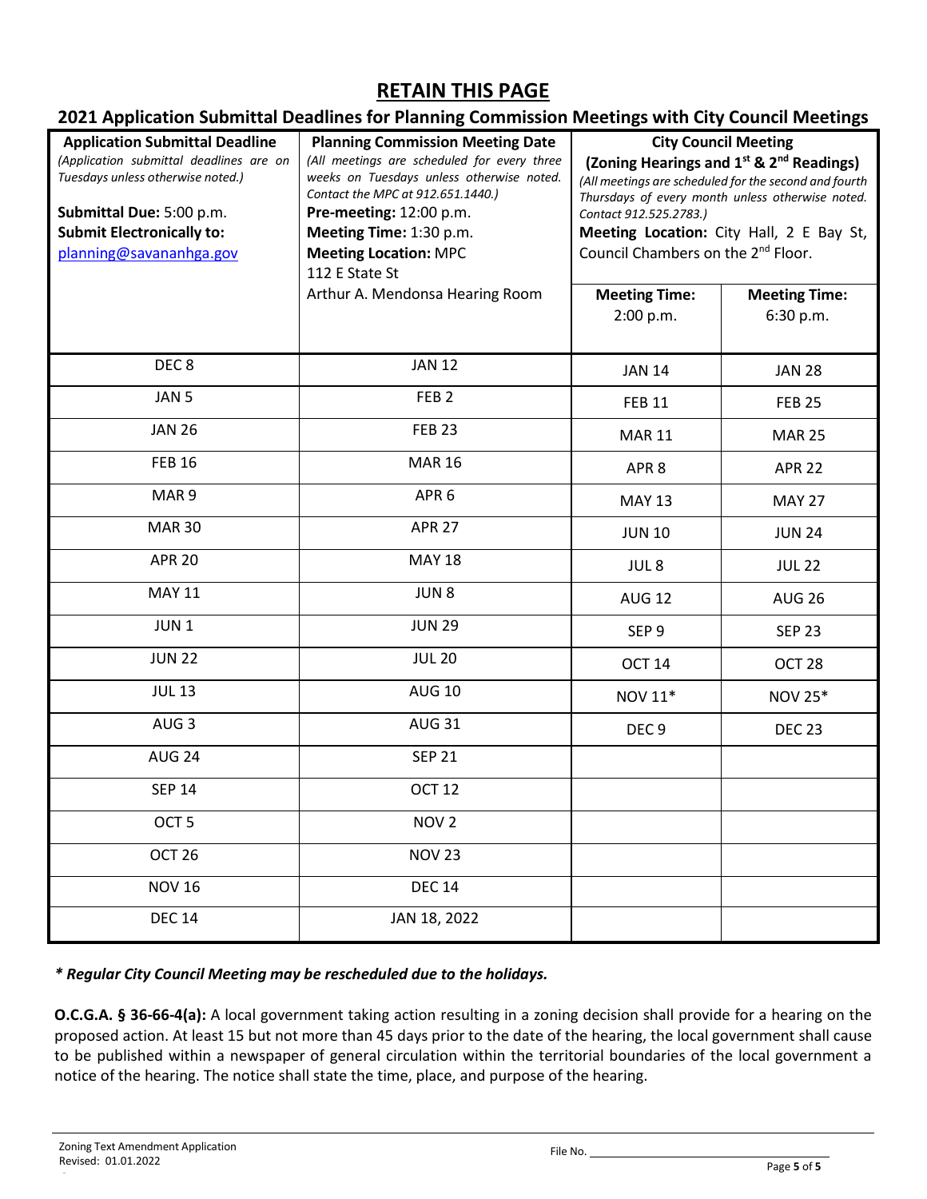# RETAIN THIS PAGE

## 2021 Application Submittal Deadlines for Planning Commission Meetings with City Council Meetings

| **Application Submittal Deadline** *(Application submittal deadlines are on Tuesdays unless otherwise noted.)* **Submittal Due:** 5:00 p.m. **Submit Electronically to:** planning@savananhga.gov | **Planning Commission Meeting Date** *(All meetings are scheduled for every three weeks on Tuesdays unless otherwise noted. Contact the MPC at 912.651.1440.)* **Pre-meeting:** 12:00 p.m. **Meeting Time:** 1:30 p.m. **Meeting Location:** MPC 112 E State St Arthur A. Mendonsa Hearing Room | **City Council Meeting (Zoning Hearings and 1st & 2nd Readings)** *(All meetings are scheduled for the second and fourth Thursdays of every month unless otherwise noted. Contact 912.525.2783.)* **Meeting Location:** City Hall, 2 E Bay St, Council Chambers on the 2nd Floor. | |
|---|---|---|---|
| | | **Meeting Time:** 2:00 p.m. | **Meeting Time:** 6:30 p.m. |
| DEC 8 | JAN 12 | JAN 14 | JAN 28 |
| JAN 5 | FEB 2 | FEB 11 | FEB 25 |
| JAN 26 | FEB 23 | MAR 11 | MAR 25 |
| FEB 16 | MAR 16 | APR 8 | APR 22 |
| MAR 9 | APR 6 | MAY 13 | MAY 27 |
| MAR 30 | APR 27 | JUN 10 | JUN 24 |
| APR 20 | MAY 18 | JUL 8 | JUL 22 |
| MAY 11 | JUN 8 | AUG 12 | AUG 26 |
| JUN 1 | JUN 29 | SEP 9 | SEP 23 |
| JUN 22 | JUL 20 | OCT 14 | OCT 28 |
| JUL 13 | AUG 10 | NOV 11* | NOV 25* |
| AUG 3 | AUG 31 | DEC 9 | DEC 23 |
| AUG 24 | SEP 21 | | |
| SEP 14 | OCT 12 | | |
| OCT 5 | NOV 2 | | |
| OCT 26 | NOV 23 | | |
| NOV 16 | DEC 14 | | |
| DEC 14 | JAN 18, 2022 | | |

***\* Regular City Council Meeting may be rescheduled due to the holidays.***

**O.C.G.A. § 36-66-4(a):** A local government taking action resulting in a zoning decision shall provide for a hearing on the proposed action. At least 15 but not more than 45 days prior to the date of the hearing, the local government shall cause to be published within a newspaper of general circulation within the territorial boundaries of the local government a notice of the hearing. The notice shall state the time, place, and purpose of the hearing.

Zoning Text Amendment Application
Revised: 01.01.2022

File No. ___________________________